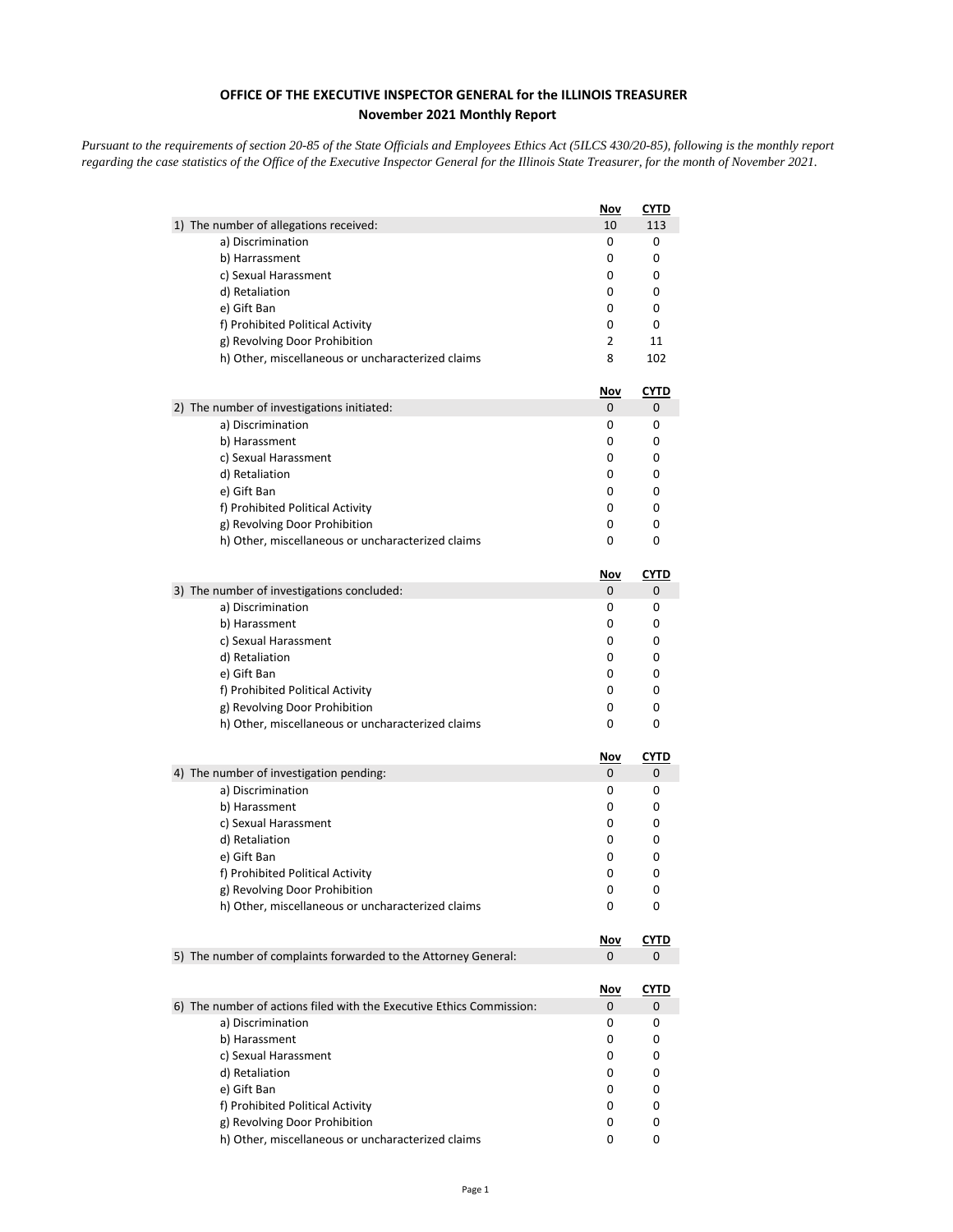**OFFICE OF THE EXECUTIVE INSPECTOR GENERAL for the ILLINOIS TREASURER**
**November 2021 Monthly Report**

*Pursuant to the requirements of section 20-85 of the State Officials and Employees Ethics Act (5ILCS 430/20-85), following is the monthly report regarding the case statistics of the Office of the Executive Inspector General for the Illinois State Treasurer, for the month of November 2021.*

| | Nov | CYTD |
|---|---|---|
| 1) The number of allegations received: | 10 | 113 |
| a) Discrimination | 0 | 0 |
| b) Harrassment | 0 | 0 |
| c) Sexual Harassment | 0 | 0 |
| d) Retaliation | 0 | 0 |
| e) Gift Ban | 0 | 0 |
| f) Prohibited Political Activity | 0 | 0 |
| g) Revolving Door Prohibition | 2 | 11 |
| h) Other, miscellaneous or uncharacterized claims | 8 | 102 |

| | Nov | CYTD |
|---|---|---|
| 2) The number of investigations initiated: | 0 | 0 |
| a) Discrimination | 0 | 0 |
| b) Harassment | 0 | 0 |
| c) Sexual Harassment | 0 | 0 |
| d) Retaliation | 0 | 0 |
| e) Gift Ban | 0 | 0 |
| f) Prohibited Political Activity | 0 | 0 |
| g) Revolving Door Prohibition | 0 | 0 |
| h) Other, miscellaneous or uncharacterized claims | 0 | 0 |

| | Nov | CYTD |
|---|---|---|
| 3) The number of investigations concluded: | 0 | 0 |
| a) Discrimination | 0 | 0 |
| b) Harassment | 0 | 0 |
| c) Sexual Harassment | 0 | 0 |
| d) Retaliation | 0 | 0 |
| e) Gift Ban | 0 | 0 |
| f) Prohibited Political Activity | 0 | 0 |
| g) Revolving Door Prohibition | 0 | 0 |
| h) Other, miscellaneous or uncharacterized claims | 0 | 0 |

| | Nov | CYTD |
|---|---|---|
| 4) The number of investigation pending: | 0 | 0 |
| a) Discrimination | 0 | 0 |
| b) Harassment | 0 | 0 |
| c) Sexual Harassment | 0 | 0 |
| d) Retaliation | 0 | 0 |
| e) Gift Ban | 0 | 0 |
| f) Prohibited Political Activity | 0 | 0 |
| g) Revolving Door Prohibition | 0 | 0 |
| h) Other, miscellaneous or uncharacterized claims | 0 | 0 |

| | Nov | CYTD |
|---|---|---|
| 5) The number of complaints forwarded to the Attorney General: | 0 | 0 |

| | Nov | CYTD |
|---|---|---|
| 6) The number of actions filed with the Executive Ethics Commission: | 0 | 0 |
| a) Discrimination | 0 | 0 |
| b) Harassment | 0 | 0 |
| c) Sexual Harassment | 0 | 0 |
| d) Retaliation | 0 | 0 |
| e) Gift Ban | 0 | 0 |
| f) Prohibited Political Activity | 0 | 0 |
| g) Revolving Door Prohibition | 0 | 0 |
| h) Other, miscellaneous or uncharacterized claims | 0 | 0 |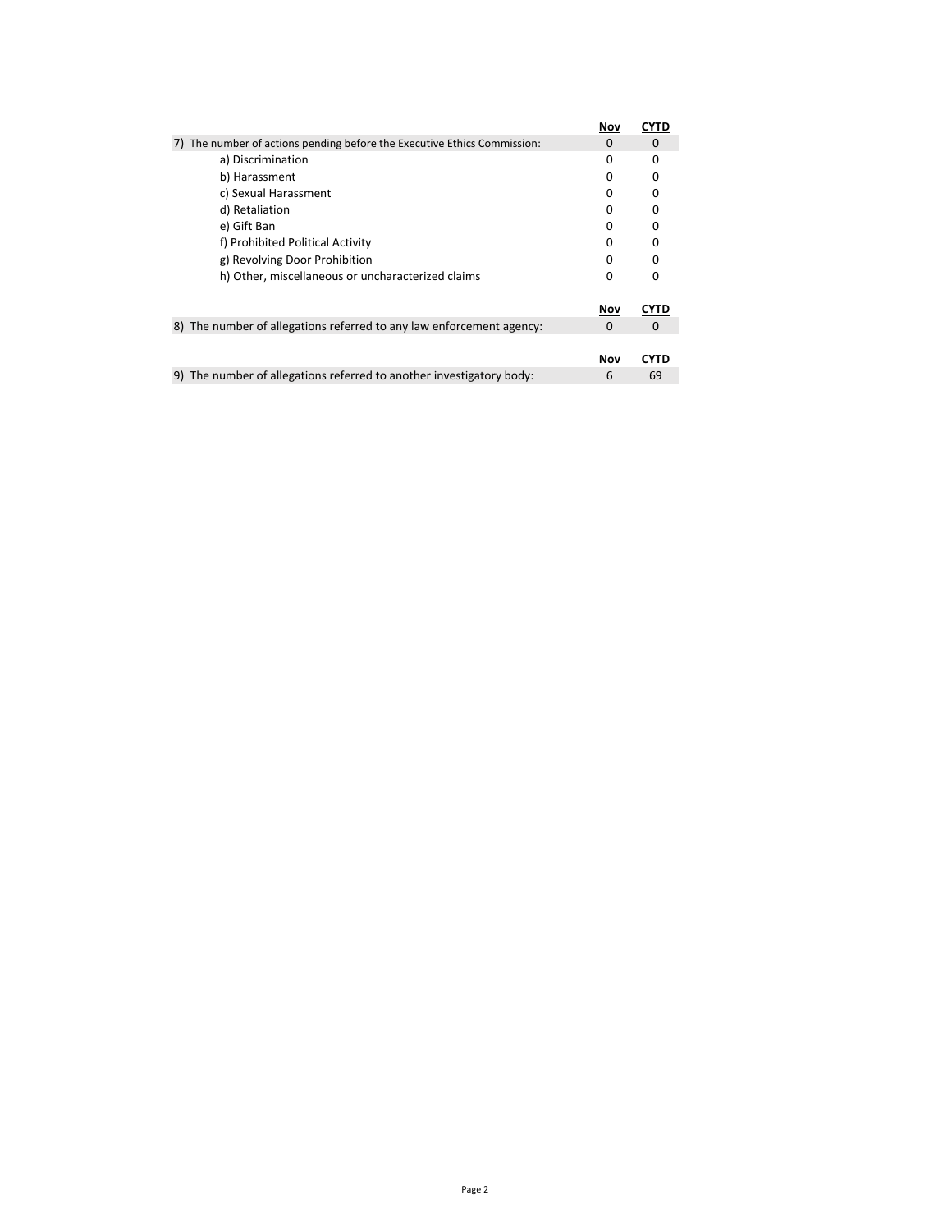| | Nov | CYTD |
|---|---|---|
| 7) The number of actions pending before the Executive Ethics Commission: | 0 | 0 |
| a) Discrimination | 0 | 0 |
| b) Harassment | 0 | 0 |
| c) Sexual Harassment | 0 | 0 |
| d) Retaliation | 0 | 0 |
| e) Gift Ban | 0 | 0 |
| f) Prohibited Political Activity | 0 | 0 |
| g) Revolving Door Prohibition | 0 | 0 |
| h) Other, miscellaneous or uncharacterized claims | 0 | 0 |

| | Nov | CYTD |
|---|---|---|
| 8) The number of allegations referred to any law enforcement agency: | 0 | 0 |

| | Nov | CYTD |
|---|---|---|
| 9) The number of allegations referred to another investigatory body: | 6 | 69 |